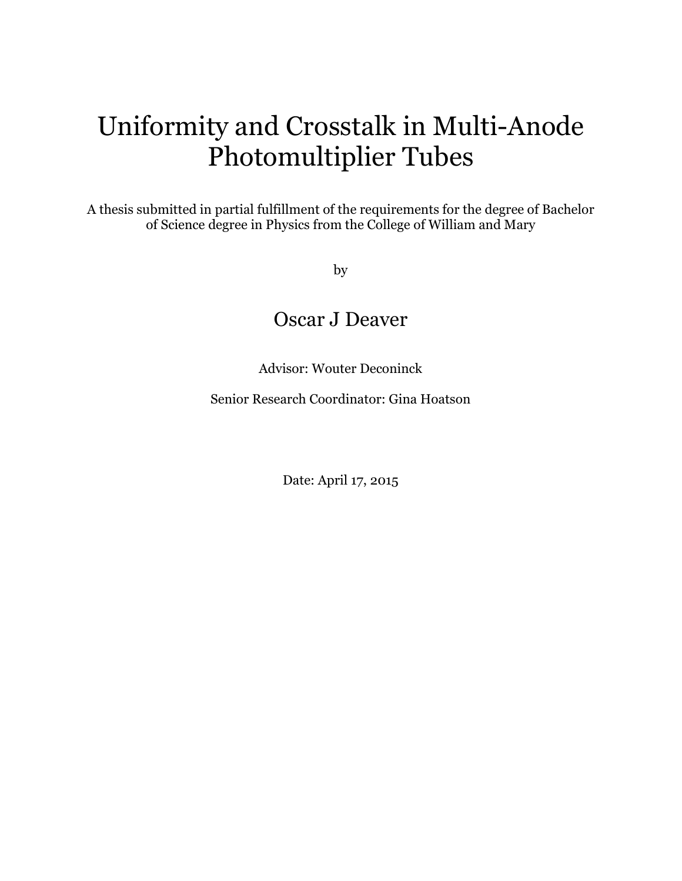# Uniformity and Crosstalk in Multi-Anode Photomultiplier Tubes

A thesis submitted in partial fulfillment of the requirements for the degree of Bachelor of Science degree in Physics from the College of William and Mary

by

## Oscar J Deaver

Advisor: Wouter Deconinck

Senior Research Coordinator: Gina Hoatson

Date: April 17, 2015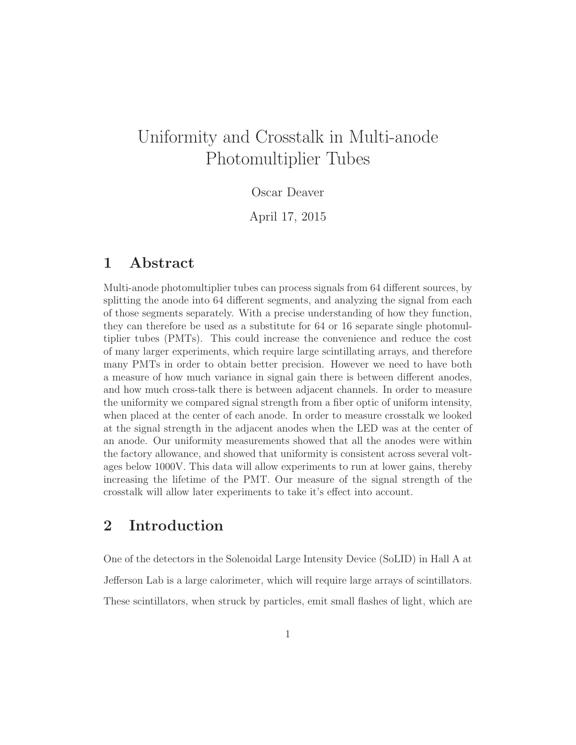# Uniformity and Crosstalk in Multi-anode Photomultiplier Tubes

Oscar Deaver

April 17, 2015

## 1 Abstract

Multi-anode photomultiplier tubes can process signals from 64 different sources, by splitting the anode into 64 different segments, and analyzing the signal from each of those segments separately. With a precise understanding of how they function, they can therefore be used as a substitute for 64 or 16 separate single photomultiplier tubes (PMTs). This could increase the convenience and reduce the cost of many larger experiments, which require large scintillating arrays, and therefore many PMTs in order to obtain better precision. However we need to have both a measure of how much variance in signal gain there is between different anodes, and how much cross-talk there is between adjacent channels. In order to measure the uniformity we compared signal strength from a fiber optic of uniform intensity, when placed at the center of each anode. In order to measure crosstalk we looked at the signal strength in the adjacent anodes when the LED was at the center of an anode. Our uniformity measurements showed that all the anodes were within the factory allowance, and showed that uniformity is consistent across several voltages below 1000V. This data will allow experiments to run at lower gains, thereby increasing the lifetime of the PMT. Our measure of the signal strength of the crosstalk will allow later experiments to take it's effect into account.

## 2 Introduction

One of the detectors in the Solenoidal Large Intensity Device (SoLID) in Hall A at Jefferson Lab is a large calorimeter, which will require large arrays of scintillators. These scintillators, when struck by particles, emit small flashes of light, which are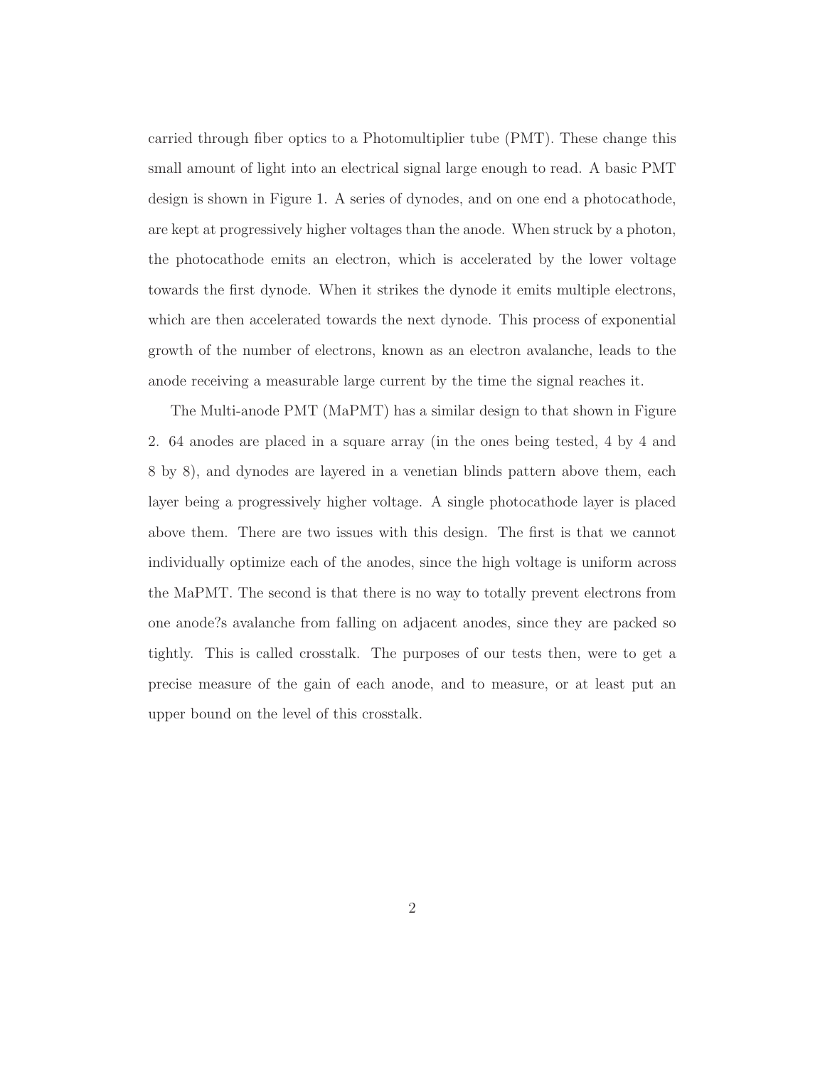carried through fiber optics to a Photomultiplier tube (PMT). These change this small amount of light into an electrical signal large enough to read. A basic PMT design is shown in Figure 1. A series of dynodes, and on one end a photocathode, are kept at progressively higher voltages than the anode. When struck by a photon, the photocathode emits an electron, which is accelerated by the lower voltage towards the first dynode. When it strikes the dynode it emits multiple electrons, which are then accelerated towards the next dynode. This process of exponential growth of the number of electrons, known as an electron avalanche, leads to the anode receiving a measurable large current by the time the signal reaches it.

The Multi-anode PMT (MaPMT) has a similar design to that shown in Figure 2. 64 anodes are placed in a square array (in the ones being tested, 4 by 4 and 8 by 8), and dynodes are layered in a venetian blinds pattern above them, each layer being a progressively higher voltage. A single photocathode layer is placed above them. There are two issues with this design. The first is that we cannot individually optimize each of the anodes, since the high voltage is uniform across the MaPMT. The second is that there is no way to totally prevent electrons from one anode?s avalanche from falling on adjacent anodes, since they are packed so tightly. This is called crosstalk. The purposes of our tests then, were to get a precise measure of the gain of each anode, and to measure, or at least put an upper bound on the level of this crosstalk.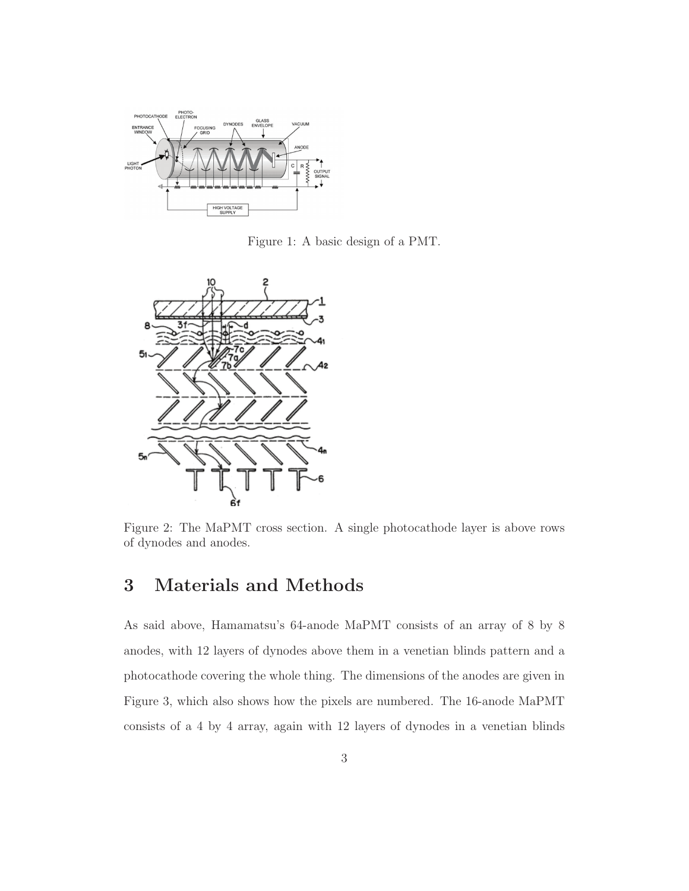Figure 1: A basic design of a PMT.

Figure 2: The MaPMT cross section. A single photocathode layer is above rows of dynodes and anodes.

# 3 Materials and Methods

As said above, Hamamatsu's 64-anode MaPMT consists of an array of 8 by 8 anodes, with 12 layers of dynodes above them in a venetian blinds pattern and a photocathode covering the whole thing. The dimensions of the anodes are given in Figure 3, which also shows how the pixels are numbered. The 16-anode MaPMT consists of a 4 by 4 array, again with 12 layers of dynodes in a venetian blinds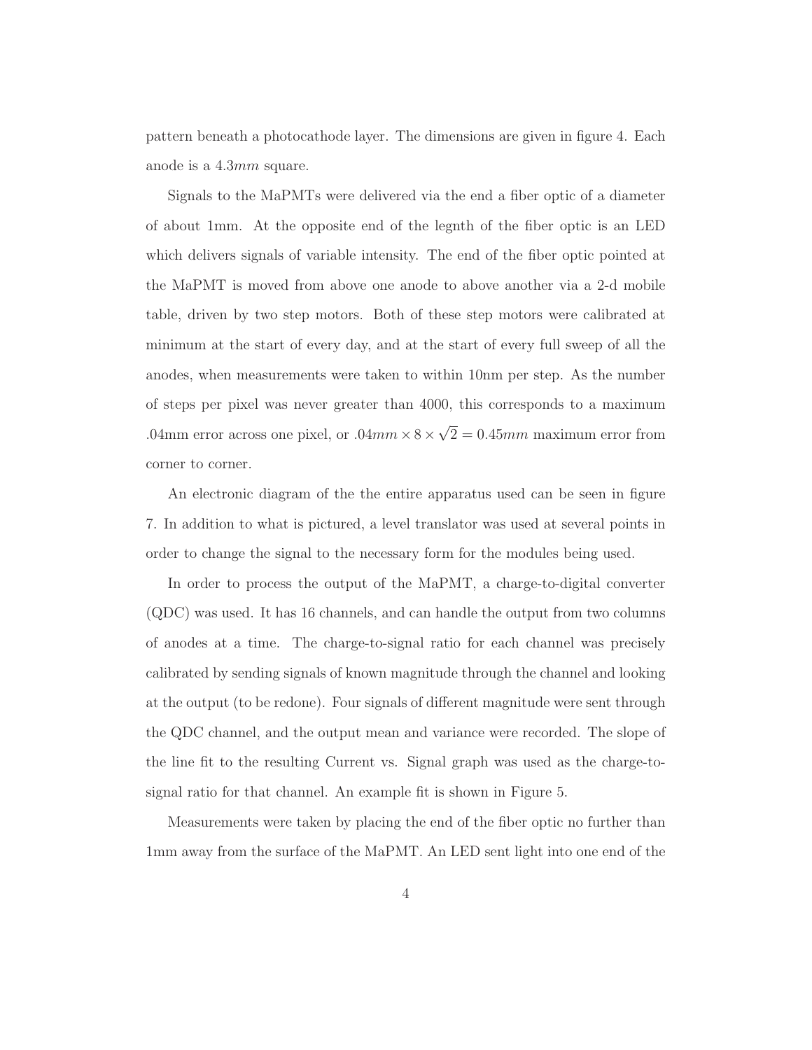pattern beneath a photocathode layer. The dimensions are given in figure 4. Each anode is a $4.3mm$ square.

Signals to the MaPMTs were delivered via the end a fiber optic of a diameter of about 1mm. At the opposite end of the legnth of the fiber optic is an LED which delivers signals of variable intensity. The end of the fiber optic pointed at the MaPMT is moved from above one anode to above another via a 2-d mobile table, driven by two step motors. Both of these step motors were calibrated at minimum at the start of every day, and at the start of every full sweep of all the anodes, when measurements were taken to within 10nm per step. As the number of steps per pixel was never greater than 4000, this corresponds to a maximum .04mm error across one pixel, or $.04mm \times 8 \times \sqrt{2} = 0.45mm$ maximum error from corner to corner.

An electronic diagram of the the entire apparatus used can be seen in figure 7. In addition to what is pictured, a level translator was used at several points in order to change the signal to the necessary form for the modules being used.

In order to process the output of the MaPMT, a charge-to-digital converter (QDC) was used. It has 16 channels, and can handle the output from two columns of anodes at a time. The charge-to-signal ratio for each channel was precisely calibrated by sending signals of known magnitude through the channel and looking at the output (to be redone). Four signals of different magnitude were sent through the QDC channel, and the output mean and variance were recorded. The slope of the line fit to the resulting Current vs. Signal graph was used as the charge-to-signal ratio for that channel. An example fit is shown in Figure 5.

Measurements were taken by placing the end of the fiber optic no further than 1mm away from the surface of the MaPMT. An LED sent light into one end of the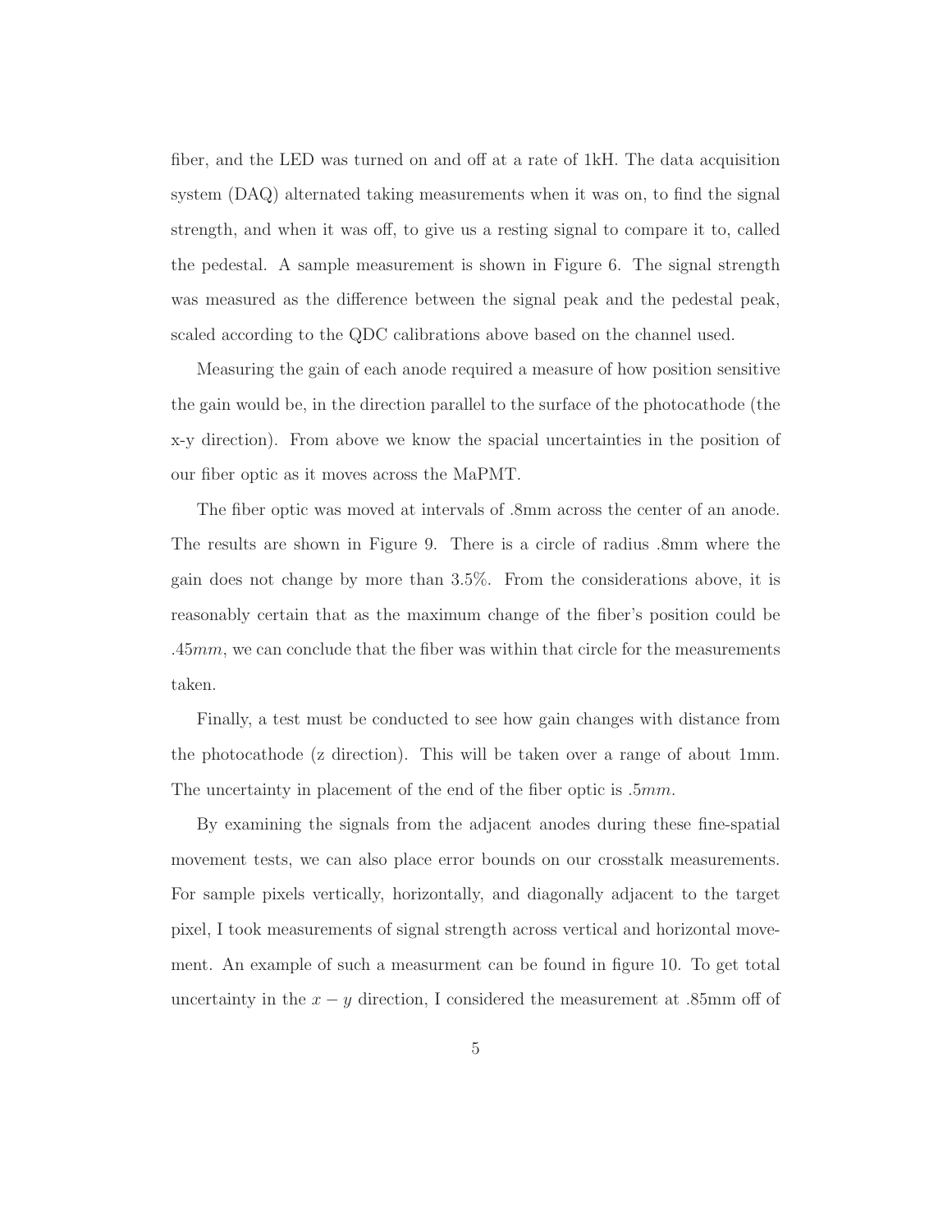fiber, and the LED was turned on and off at a rate of 1kH. The data acquisition system (DAQ) alternated taking measurements when it was on, to find the signal strength, and when it was off, to give us a resting signal to compare it to, called the pedestal. A sample measurement is shown in Figure 6. The signal strength was measured as the difference between the signal peak and the pedestal peak, scaled according to the QDC calibrations above based on the channel used.

Measuring the gain of each anode required a measure of how position sensitive the gain would be, in the direction parallel to the surface of the photocathode (the x-y direction). From above we know the spacial uncertainties in the position of our fiber optic as it moves across the MaPMT.

The fiber optic was moved at intervals of .8mm across the center of an anode. The results are shown in Figure 9. There is a circle of radius .8mm where the gain does not change by more than 3.5%. From the considerations above, it is reasonably certain that as the maximum change of the fiber's position could be $.45mm$, we can conclude that the fiber was within that circle for the measurements taken.

Finally, a test must be conducted to see how gain changes with distance from the photocathode (z direction). This will be taken over a range of about 1mm. The uncertainty in placement of the end of the fiber optic is $.5mm$.

By examining the signals from the adjacent anodes during these fine-spatial movement tests, we can also place error bounds on our crosstalk measurements. For sample pixels vertically, horizontally, and diagonally adjacent to the target pixel, I took measurements of signal strength across vertical and horizontal movement. An example of such a measurment can be found in figure 10. To get total uncertainty in the $x - y$ direction, I considered the measurement at .85mm off of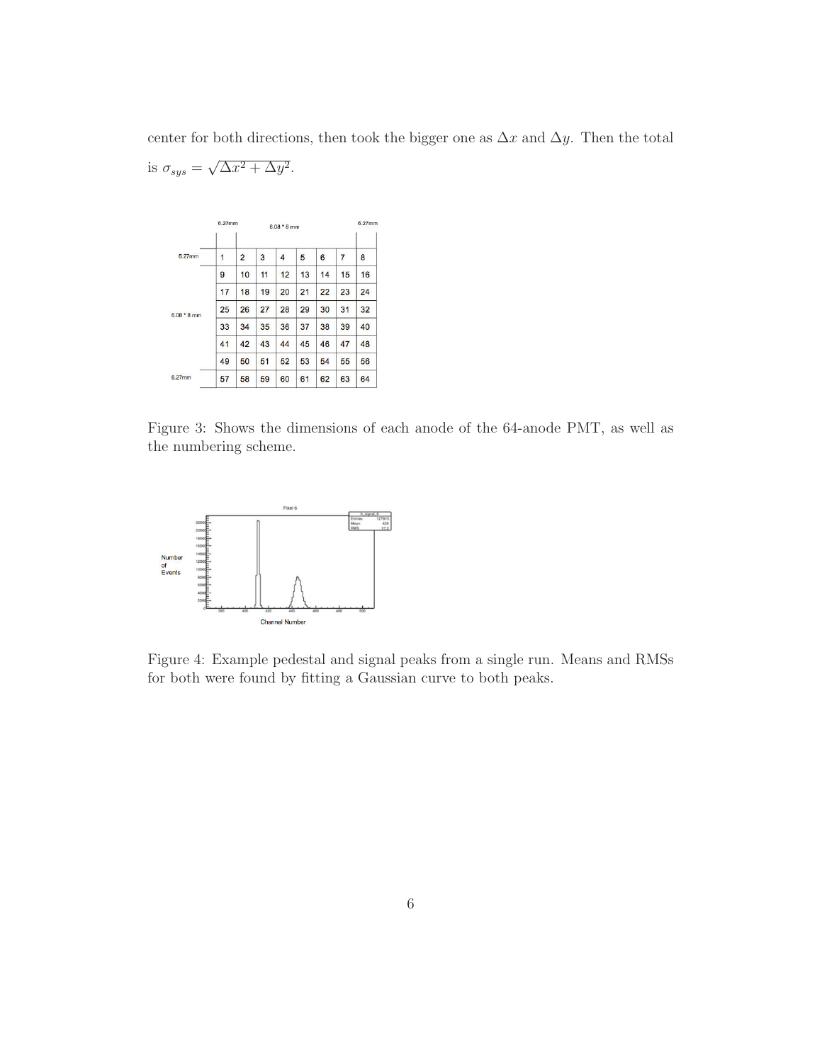center for both directions, then took the bigger one as $\Delta x$ and $\Delta y$. Then the total is $\sigma_{sys} = \sqrt{\Delta x^2 + \Delta y^2}$.

| | 6.27mm | 6.08 * 8 mm | | | | | | 6.27mm |
|---|---|---|---|---|---|---|---|---|
| 6.27mm | 1 | 2 | 3 | 4 | 5 | 6 | 7 | 8 |
| 6.08 * 8 mm | 9 | 10 | 11 | 12 | 13 | 14 | 15 | 16 |
| | 17 | 18 | 19 | 20 | 21 | 22 | 23 | 24 |
| | 25 | 26 | 27 | 28 | 29 | 30 | 31 | 32 |
| | 33 | 34 | 35 | 36 | 37 | 38 | 39 | 40 |
| | 41 | 42 | 43 | 44 | 45 | 46 | 47 | 48 |
| | 49 | 50 | 51 | 52 | 53 | 54 | 55 | 56 |
| 6.27mm | 57 | 58 | 59 | 60 | 61 | 62 | 63 | 64 |

Figure 3: Shows the dimensions of each anode of the 64-anode PMT, as well as the numbering scheme.

Figure 4: Example pedestal and signal peaks from a single run. Means and RMSs for both were found by fitting a Gaussian curve to both peaks.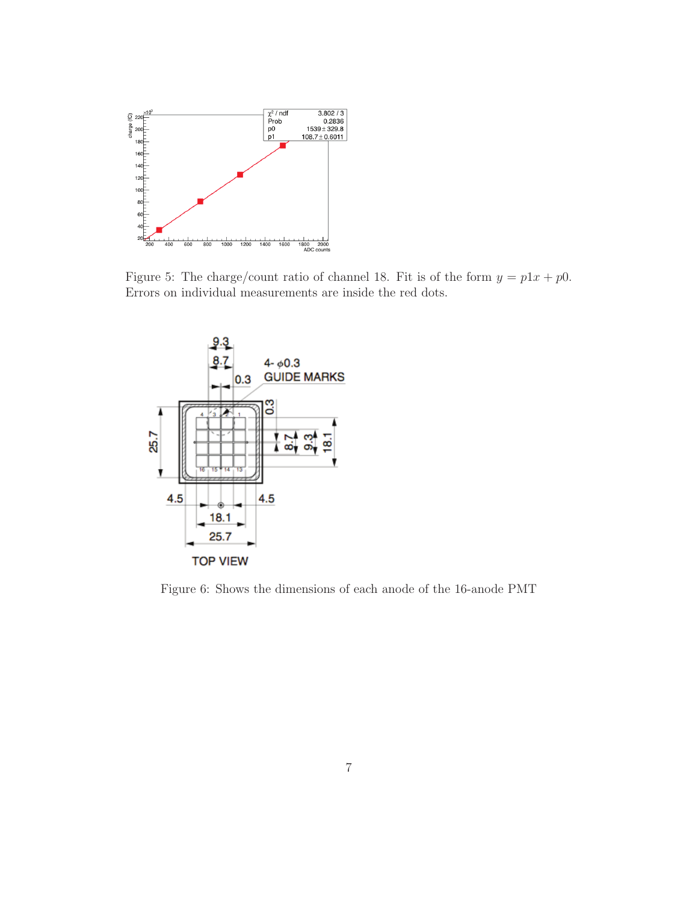Figure 5: The charge/count ratio of channel 18. Fit is of the form $y = p1x + p0$. Errors on individual measurements are inside the red dots.

Figure 6: Shows the dimensions of each anode of the 16-anode PMT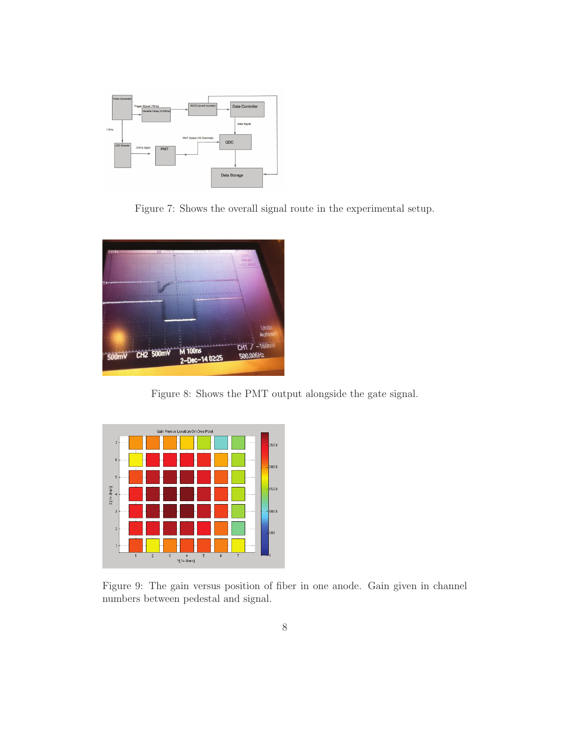Figure 7: Shows the overall signal route in the experimental setup.

Figure 8: Shows the PMT output alongside the gate signal.

Figure 9: The gain versus position of fiber in one anode. Gain given in channel numbers between pedestal and signal.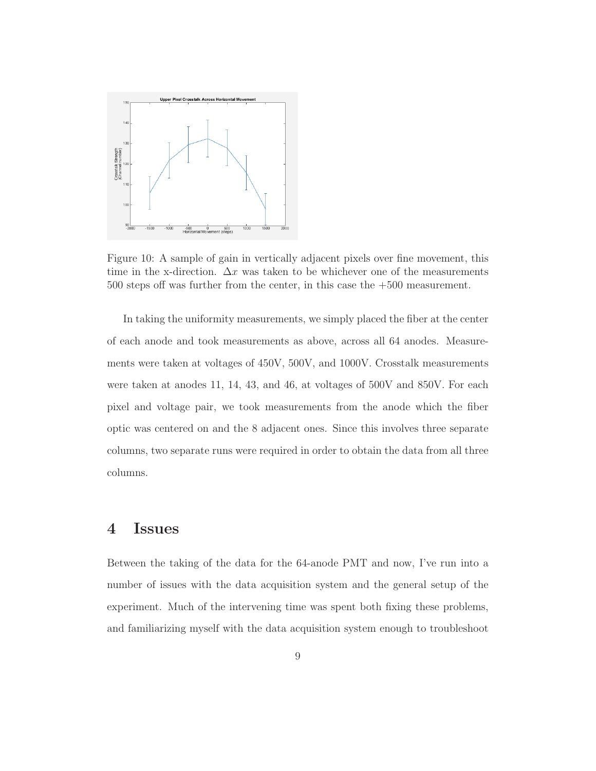Figure 10: A sample of gain in vertically adjacent pixels over fine movement, this time in the x-direction. $\Delta x$ was taken to be whichever one of the measurements 500 steps off was further from the center, in this case the +500 measurement.

In taking the uniformity measurements, we simply placed the fiber at the center of each anode and took measurements as above, across all 64 anodes. Measurements were taken at voltages of 450V, 500V, and 1000V. Crosstalk measurements were taken at anodes 11, 14, 43, and 46, at voltages of 500V and 850V. For each pixel and voltage pair, we took measurements from the anode which the fiber optic was centered on and the 8 adjacent ones. Since this involves three separate columns, two separate runs were required in order to obtain the data from all three columns.

# 4 Issues

Between the taking of the data for the 64-anode PMT and now, I've run into a number of issues with the data acquisition system and the general setup of the experiment. Much of the intervening time was spent both fixing these problems, and familiarizing myself with the data acquisition system enough to troubleshoot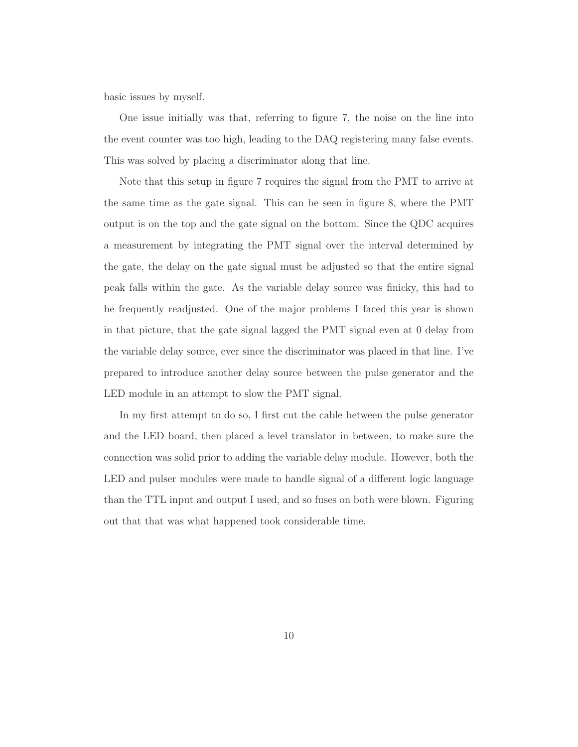basic issues by myself.

One issue initially was that, referring to figure 7, the noise on the line into the event counter was too high, leading to the DAQ registering many false events. This was solved by placing a discriminator along that line.

Note that this setup in figure 7 requires the signal from the PMT to arrive at the same time as the gate signal. This can be seen in figure 8, where the PMT output is on the top and the gate signal on the bottom. Since the QDC acquires a measurement by integrating the PMT signal over the interval determined by the gate, the delay on the gate signal must be adjusted so that the entire signal peak falls within the gate. As the variable delay source was finicky, this had to be frequently readjusted. One of the major problems I faced this year is shown in that picture, that the gate signal lagged the PMT signal even at 0 delay from the variable delay source, ever since the discriminator was placed in that line. I've prepared to introduce another delay source between the pulse generator and the LED module in an attempt to slow the PMT signal.

In my first attempt to do so, I first cut the cable between the pulse generator and the LED board, then placed a level translator in between, to make sure the connection was solid prior to adding the variable delay module. However, both the LED and pulser modules were made to handle signal of a different logic language than the TTL input and output I used, and so fuses on both were blown. Figuring out that that was what happened took considerable time.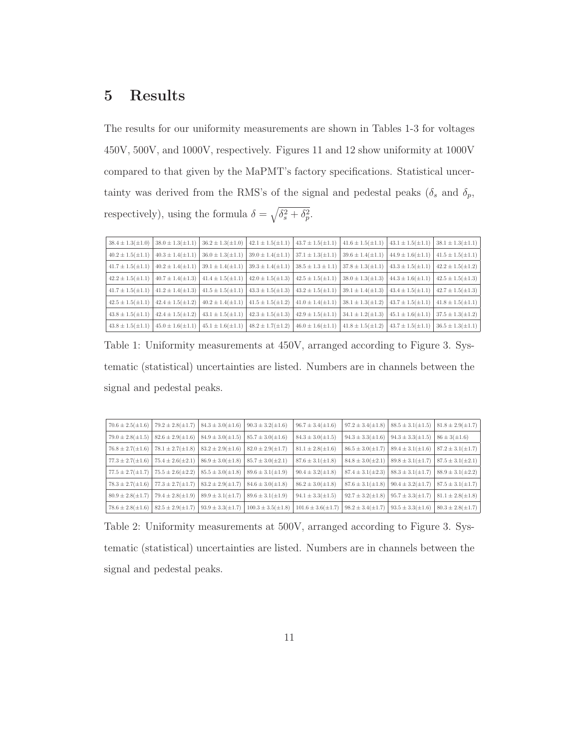## 5 Results

The results for our uniformity measurements are shown in Tables 1-3 for voltages 450V, 500V, and 1000V, respectively. Figures 11 and 12 show uniformity at 1000V compared to that given by the MaPMT's factory specifications. Statistical uncertainty was derived from the RMS's of the signal and pedestal peaks ($\delta_s$ and $\delta_p$, respectively), using the formula $\delta = \sqrt{\delta_s^2 + \delta_p^2}$.

| | | | | | | | |
|---|---|---|---|---|---|---|---|
| $38.4 \pm 1.3(\pm 1.0)$ | $38.0 \pm 1.3(\pm 1.1)$ | $36.2 \pm 1.3(\pm 1.0)$ | $42.1 \pm 1.5(\pm 1.1)$ | $43.7 \pm 1.5(\pm 1.1)$ | $41.6 \pm 1.5(\pm 1.1)$ | $43.1 \pm 1.5(\pm 1.1)$ | $38.1 \pm 1.3(\pm 1.1)$ |
| $40.2 \pm 1.5(\pm 1.1)$ | $40.3 \pm 1.4(\pm 1.1)$ | $36.0 \pm 1.3(\pm 1.1)$ | $39.0 \pm 1.4(\pm 1.1)$ | $37.1 \pm 1.3(\pm 1.1)$ | $39.6 \pm 1.4(\pm 1.1)$ | $44.9 \pm 1.6(\pm 1.1)$ | $41.5 \pm 1.5(\pm 1.1)$ |
| $41.7 \pm 1.5(\pm 1.1)$ | $40.2 \pm 1.4(\pm 1.1)$ | $39.1 \pm 1.4(\pm 1.1)$ | $39.3 \pm 1.4(\pm 1.1)$ | $38.5 \pm 1.3 \pm 1.1)$ | $37.8 \pm 1.3(\pm 1.1)$ | $43.3 \pm 1.5(\pm 1.1)$ | $42.2 \pm 1.5(\pm 1.2)$ |
| $42.2 \pm 1.5(\pm 1.1)$ | $40.7 \pm 1.4(\pm 1.3)$ | $41.4 \pm 1.5(\pm 1.1)$ | $42.0 \pm 1.5(\pm 1.3)$ | $42.5 \pm 1.5(\pm 1.1)$ | $38.0 \pm 1.3(\pm 1.3)$ | $44.3 \pm 1.6(\pm 1.1)$ | $42.5 \pm 1.5(\pm 1.3)$ |
| $41.7 \pm 1.5(\pm 1.1)$ | $41.2 \pm 1.4(\pm 1.3)$ | $41.5 \pm 1.5(\pm 1.1)$ | $43.3 \pm 1.5(\pm 1.3)$ | $43.2 \pm 1.5(\pm 1.1)$ | $39.1 \pm 1.4(\pm 1.3)$ | $43.4 \pm 1.5(\pm 1.1)$ | $42.7 \pm 1.5(\pm 1.3)$ |
| $42.5 \pm 1.5(\pm 1.1)$ | $42.4 \pm 1.5(\pm 1.2)$ | $40.2 \pm 1.4(\pm 1.1)$ | $41.5 \pm 1.5(\pm 1.2)$ | $41.0 \pm 1.4(\pm 1.1)$ | $38.1 \pm 1.3(\pm 1.2)$ | $43.7 \pm 1.5(\pm 1.1)$ | $41.8 \pm 1.5(\pm 1.1)$ |
| $43.8 \pm 1.5(\pm 1.1)$ | $42.4 \pm 1.5(\pm 1.2)$ | $43.1 \pm 1.5(\pm 1.1)$ | $42.3 \pm 1.5(\pm 1.3)$ | $42.9 \pm 1.5(\pm 1.1)$ | $34.1 \pm 1.2(\pm 1.3)$ | $45.1 \pm 1.6(\pm 1.1)$ | $37.5 \pm 1.3(\pm 1.2)$ |
| $43.8 \pm 1.5(\pm 1.1)$ | $45.0 \pm 1.6(\pm 1.1)$ | $45.1 \pm 1.6(\pm 1.1)$ | $48.2 \pm 1.7(\pm 1.2)$ | $46.0 \pm 1.6(\pm 1.1)$ | $41.8 \pm 1.5(\pm 1.2)$ | $43.7 \pm 1.5(\pm 1.1)$ | $36.5 \pm 1.3(\pm 1.1)$ |

Table 1: Uniformity measurements at 450V, arranged according to Figure 3. Systematic (statistical) uncertainties are listed. Numbers are in channels between the signal and pedestal peaks.

| | | | | | | | |
|---|---|---|---|---|---|---|---|
| $70.6 \pm 2.5(\pm 1.6)$ | $79.2 \pm 2.8(\pm 1.7)$ | $84.3 \pm 3.0(\pm 1.6)$ | $90.3 \pm 3.2(\pm 1.6)$ | $96.7 \pm 3.4(\pm 1.6)$ | $97.2 \pm 3.4(\pm 1.8)$ | $88.5 \pm 3.1(\pm 1.5)$ | $81.8 \pm 2.9(\pm 1.7)$ |
| $79.0 \pm 2.8(\pm 1.5)$ | $82.6 \pm 2.9(\pm 1.6)$ | $84.9 \pm 3.0(\pm 1.5)$ | $85.7 \pm 3.0(\pm 1.6)$ | $84.3 \pm 3.0(\pm 1.5)$ | $94.3 \pm 3.3(\pm 1.6)$ | $94.3 \pm 3.3(\pm 1.5)$ | $86 \pm 3(\pm 1.6)$ |
| $76.8 \pm 2.7(\pm 1.6)$ | $78.1 \pm 2.7(\pm 1.8)$ | $83.2 \pm 2.9(\pm 1.6)$ | $82.0 \pm 2.9(\pm 1.7)$ | $81.1 \pm 2.8(\pm 1.6)$ | $86.5 \pm 3.0(\pm 1.7)$ | $89.4 \pm 3.1(\pm 1.6)$ | $87.2 \pm 3.1(\pm 1.7)$ |
| $77.3 \pm 2.7(\pm 1.6)$ | $75.4 \pm 2.6(\pm 2.1)$ | $86.9 \pm 3.0(\pm 1.8)$ | $85.7 \pm 3.0(\pm 2.1)$ | $87.6 \pm 3.1(\pm 1.8)$ | $84.8 \pm 3.0(\pm 2.1)$ | $89.8 \pm 3.1(\pm 1.7)$ | $87.5 \pm 3.1(\pm 2.1)$ |
| $77.5 \pm 2.7(\pm 1.7)$ | $75.5 \pm 2.6(\pm 2.2)$ | $85.5 \pm 3.0(\pm 1.8)$ | $89.6 \pm 3.1(\pm 1.9)$ | $90.4 \pm 3.2(\pm 1.8)$ | $87.4 \pm 3.1(\pm 2.3)$ | $88.3 \pm 3.1(\pm 1.7)$ | $88.9 \pm 3.1(\pm 2.2)$ |
| $78.3 \pm 2.7(\pm 1.6)$ | $77.3 \pm 2.7(\pm 1.7)$ | $83.2 \pm 2.9(\pm 1.7)$ | $84.6 \pm 3.0(\pm 1.8)$ | $86.2 \pm 3.0(\pm 1.8)$ | $87.6 \pm 3.1(\pm 1.8)$ | $90.4 \pm 3.2(\pm 1.7)$ | $87.5 \pm 3.1(\pm 1.7)$ |
| $80.9 \pm 2.8(\pm 1.7)$ | $79.4 \pm 2.8(\pm 1.9)$ | $89.9 \pm 3.1(\pm 1.7)$ | $89.6 \pm 3.1(\pm 1.9)$ | $94.1 \pm 3.3(\pm 1.5)$ | $92.7 \pm 3.2(\pm 1.8)$ | $95.7 \pm 3.3(\pm 1.7)$ | $81.1 \pm 2.8(\pm 1.8)$ |
| $78.6 \pm 2.8(\pm 1.6)$ | $82.5 \pm 2.9(\pm 1.7)$ | $93.9 \pm 3.3(\pm 1.7)$ | $100.3 \pm 3.5(\pm 1.8)$ | $101.6 \pm 3.6(\pm 1.7)$ | $98.2 \pm 3.4(\pm 1.7)$ | $93.5 \pm 3.3(\pm 1.6)$ | $80.3 \pm 2.8(\pm 1.7)$ |

Table 2: Uniformity measurements at 500V, arranged according to Figure 3. Systematic (statistical) uncertainties are listed. Numbers are in channels between the signal and pedestal peaks.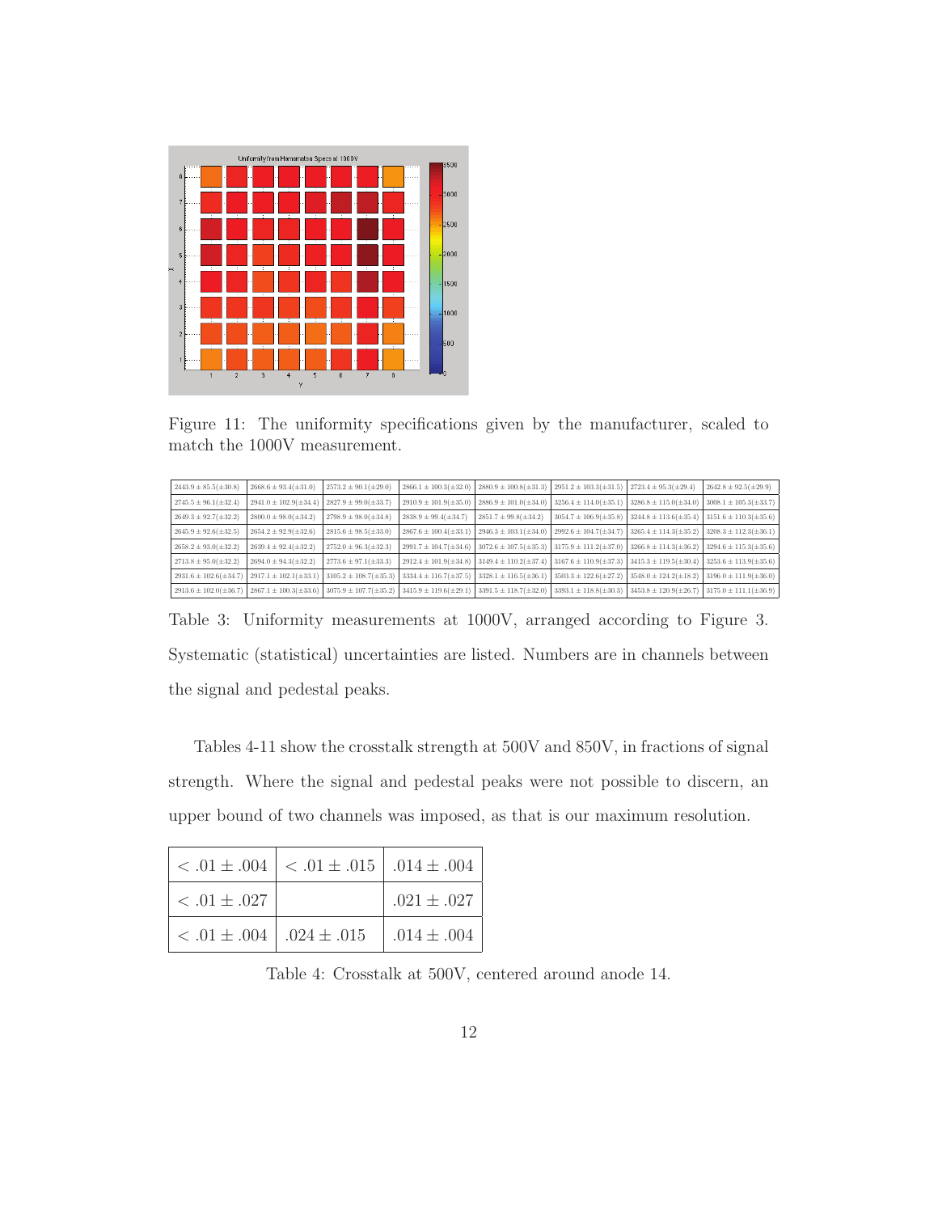Figure 11: The uniformity specifications given by the manufacturer, scaled to match the 1000V measurement.

| | | | | | | | |
|---|---|---|---|---|---|---|---|
| $2443.9 \pm 85.5(\pm 30.8)$ | $2668.6 \pm 93.4(\pm 31.0)$ | $2573.2 \pm 90.1(\pm 29.0)$ | $2866.1 \pm 100.3(\pm 32.0)$ | $2880.9 \pm 100.8(\pm 31.3)$ | $2951.2 \pm 103.3(\pm 31.5)$ | $2723.4 \pm 95.3(\pm 29.4)$ | $2642.8 \pm 92.5(\pm 29.9)$ |
| $2745.5 \pm 96.1(\pm 32.4)$ | $2941.0 \pm 102.9(\pm 34.4)$ | $2827.9 \pm 99.0(\pm 33.7)$ | $2910.9 \pm 101.9(\pm 35.0)$ | $2886.9 \pm 101.0(\pm 34.0)$ | $3256.4 \pm 114.0(\pm 35.1)$ | $3286.8 \pm 115.0(\pm 34.0)$ | $3008.1 \pm 105.3(\pm 33.7)$ |
| $2649.3 \pm 92.7(\pm 32.2)$ | $2800.0 \pm 98.0(\pm 34.2)$ | $2798.9 \pm 98.0(\pm 34.8)$ | $2838.9 \pm 99.4(\pm 34.7)$ | $2851.7 \pm 99.8(\pm 34.2)$ | $3054.7 \pm 106.9(\pm 35.8)$ | $3244.8 \pm 113.6(\pm 35.4)$ | $3151.6 \pm 110.3(\pm 35.6)$ |
| $2645.9 \pm 92.6(\pm 32.5)$ | $2654.2 \pm 92.9(\pm 32.6)$ | $2815.6 \pm 98.5(\pm 33.0)$ | $2867.6 \pm 100.4(\pm 33.1)$ | $2946.3 \pm 103.1(\pm 34.0)$ | $2992.6 \pm 104.7(\pm 34.7)$ | $3265.4 \pm 114.3(\pm 35.2)$ | $3208.3 \pm 112.3(\pm 36.1)$ |
| $2658.2 \pm 93.0(\pm 32.2)$ | $2639.4 \pm 92.4(\pm 32.2)$ | $2752.0 \pm 96.3(\pm 32.3)$ | $2991.7 \pm 104.7(\pm 34.6)$ | $3072.6 \pm 107.5(\pm 35.3)$ | $3175.9 \pm 111.2(\pm 37.0)$ | $3266.8 \pm 114.3(\pm 36.2)$ | $3294.6 \pm 115.3(\pm 35.6)$ |
| $2713.8 \pm 95.0(\pm 32.2)$ | $2694.0 \pm 94.3(\pm 32.2)$ | $2773.6 \pm 97.1(\pm 33.3)$ | $2912.4 \pm 101.9(\pm 34.8)$ | $3149.4 \pm 110.2(\pm 37.4)$ | $3167.6 \pm 110.9(\pm 37.3)$ | $3415.3 \pm 119.5(\pm 30.4)$ | $3253.6 \pm 113.9(\pm 35.6)$ |
| $2931.6 \pm 102.6(\pm 34.7)$ | $2917.1 \pm 102.1(\pm 33.1)$ | $3105.2 \pm 108.7(\pm 35.3)$ | $3334.4 \pm 116.7(\pm 37.5)$ | $3328.1 \pm 116.5(\pm 36.1)$ | $3503.3 \pm 122.6(\pm 27.2)$ | $3548.0 \pm 124.2(\pm 18.2)$ | $3196.0 \pm 111.9(\pm 36.0)$ |
| $2913.6 \pm 102.0(\pm 36.7)$ | $2867.1 \pm 100.3(\pm 33.6)$ | $3075.9 \pm 107.7(\pm 35.2)$ | $3415.9 \pm 119.6(\pm 29.1)$ | $3391.5 \pm 118.7(\pm 32.0)$ | $3393.1 \pm 118.8(\pm 30.3)$ | $3453.8 \pm 120.9(\pm 26.7)$ | $3175.0 \pm 111.1(\pm 36.9)$ |

Table 3: Uniformity measurements at 1000V, arranged according to Figure 3. Systematic (statistical) uncertainties are listed. Numbers are in channels between the signal and pedestal peaks.

Tables 4-11 show the crosstalk strength at 500V and 850V, in fractions of signal strength. Where the signal and pedestal peaks were not possible to discern, an upper bound of two channels was imposed, as that is our maximum resolution.

| | | |
|---|---|---|
| $< .01 \pm .004$ | $< .01 \pm .015$ | $.014 \pm .004$ |
| $< .01 \pm .027$ | | $.021 \pm .027$ |
| $< .01 \pm .004$ | $.024 \pm .015$ | $.014 \pm .004$ |

Table 4: Crosstalk at 500V, centered around anode 14.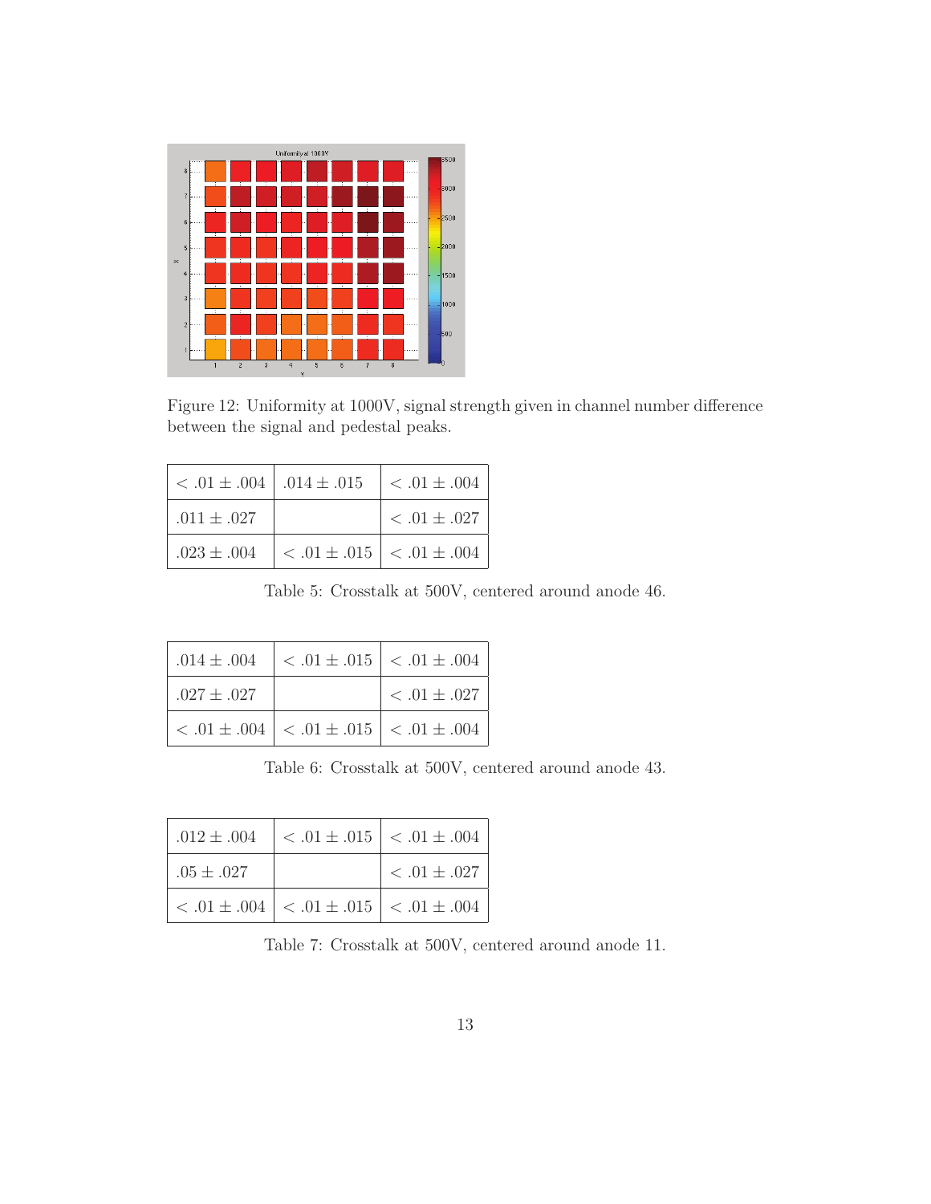Figure 12: Uniformity at 1000V, signal strength given in channel number difference between the signal and pedestal peaks.

| | | |
|---|---|---|
| $< .01 \pm .004$ | $.014 \pm .015$ | $< .01 \pm .004$ |
| $.011 \pm .027$ | | $< .01 \pm .027$ |
| $.023 \pm .004$ | $< .01 \pm .015$ | $< .01 \pm .004$ |

Table 5: Crosstalk at 500V, centered around anode 46.

| | | |
|---|---|---|
| $.014 \pm .004$ | $< .01 \pm .015$ | $< .01 \pm .004$ |
| $.027 \pm .027$ | | $< .01 \pm .027$ |
| $< .01 \pm .004$ | $< .01 \pm .015$ | $< .01 \pm .004$ |

Table 6: Crosstalk at 500V, centered around anode 43.

| | | |
|---|---|---|
| $.012 \pm .004$ | $< .01 \pm .015$ | $< .01 \pm .004$ |
| $.05 \pm .027$ | | $< .01 \pm .027$ |
| $< .01 \pm .004$ | $< .01 \pm .015$ | $< .01 \pm .004$ |

Table 7: Crosstalk at 500V, centered around anode 11.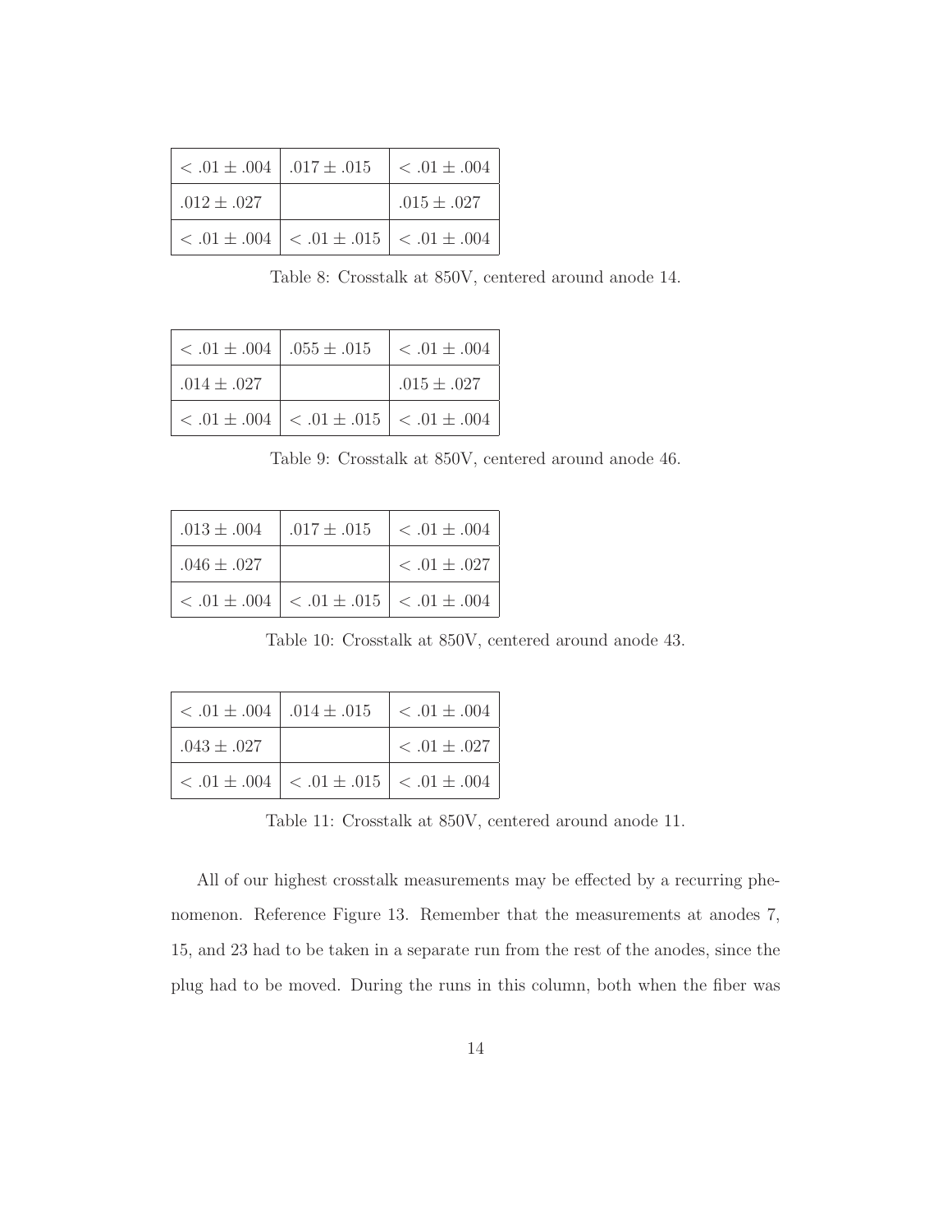| | | |
|---|---|---|
| $< .01 \pm .004$ | $.017 \pm .015$ | $< .01 \pm .004$ |
| $.012 \pm .027$ | | $.015 \pm .027$ |
| $< .01 \pm .004$ | $< .01 \pm .015$ | $< .01 \pm .004$ |

Table 8: Crosstalk at 850V, centered around anode 14.

| | | |
|---|---|---|
| $< .01 \pm .004$ | $.055 \pm .015$ | $< .01 \pm .004$ |
| $.014 \pm .027$ | | $.015 \pm .027$ |
| $< .01 \pm .004$ | $< .01 \pm .015$ | $< .01 \pm .004$ |

Table 9: Crosstalk at 850V, centered around anode 46.

| | | |
|---|---|---|
| $.013 \pm .004$ | $.017 \pm .015$ | $< .01 \pm .004$ |
| $.046 \pm .027$ | | $< .01 \pm .027$ |
| $< .01 \pm .004$ | $< .01 \pm .015$ | $< .01 \pm .004$ |

Table 10: Crosstalk at 850V, centered around anode 43.

| | | |
|---|---|---|
| $< .01 \pm .004$ | $.014 \pm .015$ | $< .01 \pm .004$ |
| $.043 \pm .027$ | | $< .01 \pm .027$ |
| $< .01 \pm .004$ | $< .01 \pm .015$ | $< .01 \pm .004$ |

Table 11: Crosstalk at 850V, centered around anode 11.

All of our highest crosstalk measurements may be effected by a recurring phenomenon. Reference Figure 13. Remember that the measurements at anodes 7, 15, and 23 had to be taken in a separate run from the rest of the anodes, since the plug had to be moved. During the runs in this column, both when the fiber was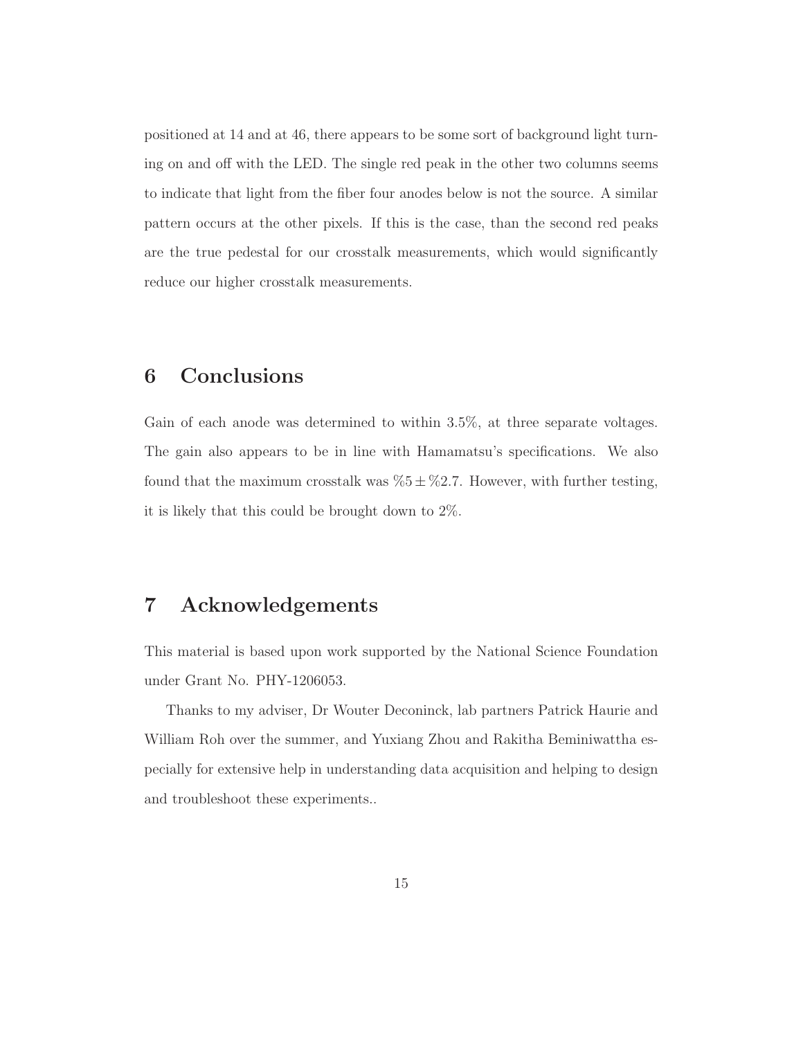positioned at 14 and at 46, there appears to be some sort of background light turning on and off with the LED. The single red peak in the other two columns seems to indicate that light from the fiber four anodes below is not the source. A similar pattern occurs at the other pixels. If this is the case, than the second red peaks are the true pedestal for our crosstalk measurements, which would significantly reduce our higher crosstalk measurements.

## 6 Conclusions

Gain of each anode was determined to within 3.5%, at three separate voltages. The gain also appears to be in line with Hamamatsu's specifications. We also found that the maximum crosstalk was $\%5 \pm \%2.7$. However, with further testing, it is likely that this could be brought down to 2%.

## 7 Acknowledgements

This material is based upon work supported by the National Science Foundation under Grant No. PHY-1206053.

Thanks to my adviser, Dr Wouter Deconinck, lab partners Patrick Haurie and William Roh over the summer, and Yuxiang Zhou and Rakitha Beminiwattha especially for extensive help in understanding data acquisition and helping to design and troubleshoot these experiments..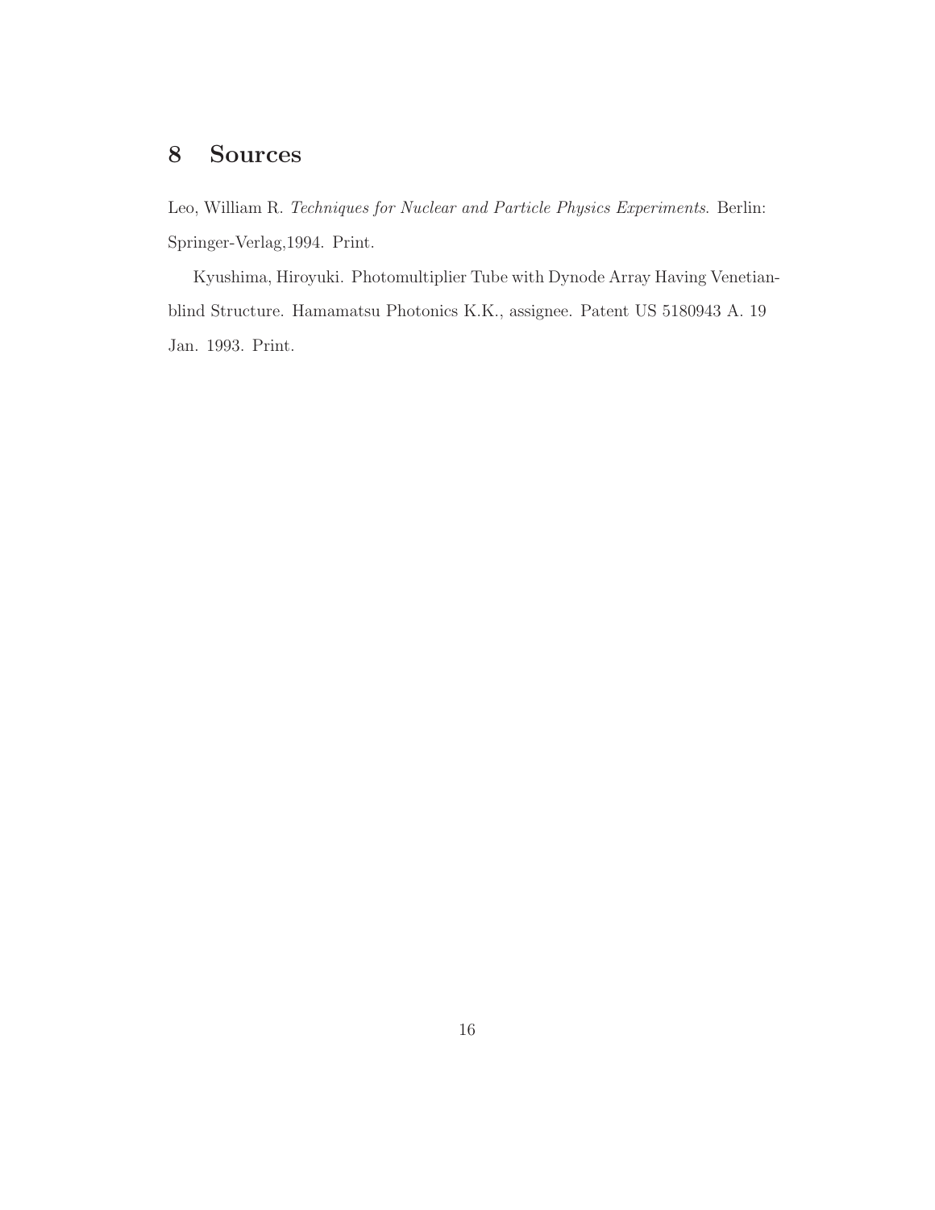## 8 Sources

Leo, William R. *Techniques for Nuclear and Particle Physics Experiments*. Berlin: Springer-Verlag,1994. Print.

Kyushima, Hiroyuki. Photomultiplier Tube with Dynode Array Having Venetian-blind Structure. Hamamatsu Photonics K.K., assignee. Patent US 5180943 A. 19 Jan. 1993. Print.